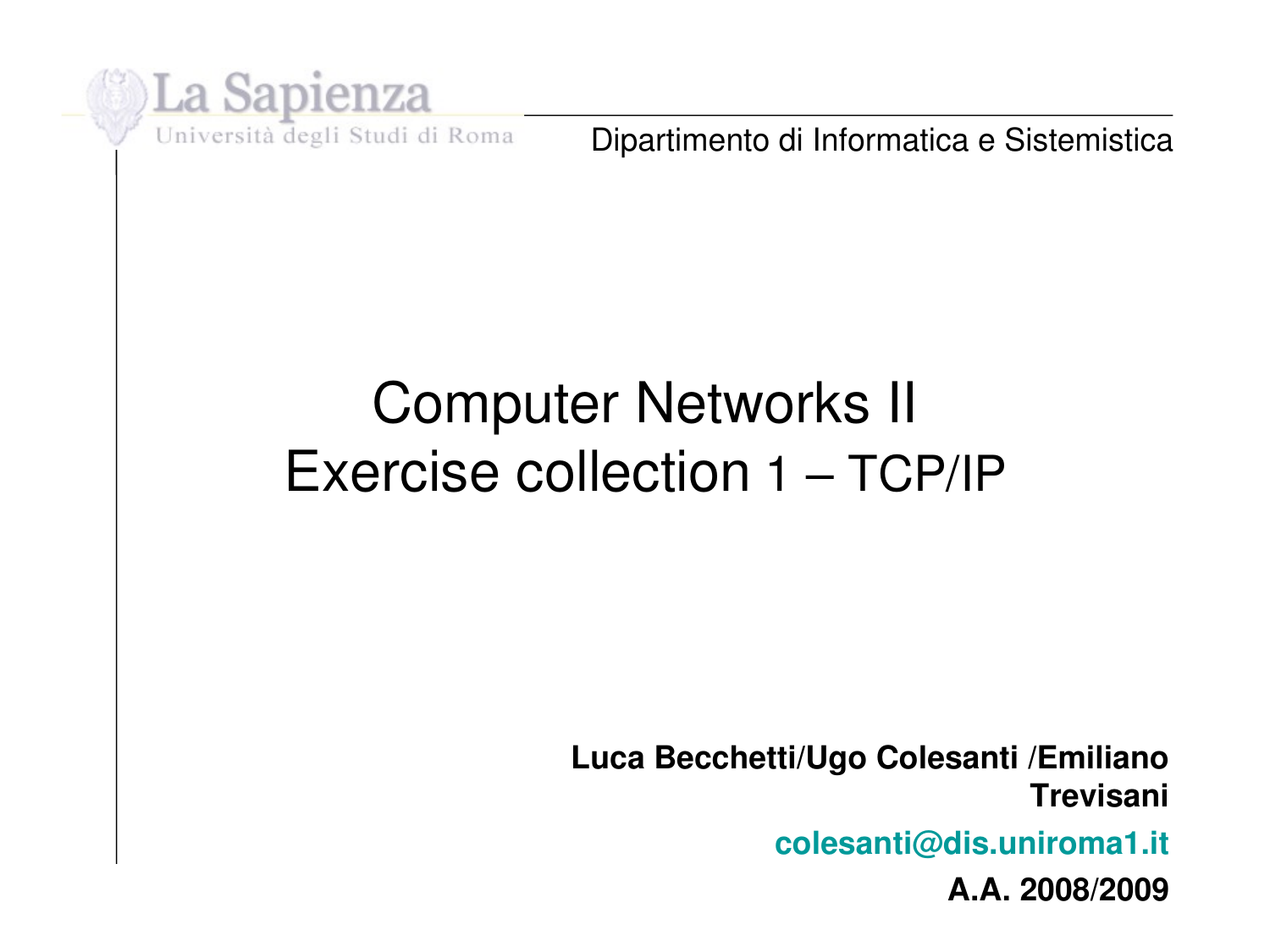La Sapienza

Università degli Studi di Roma

Dipartimento di Informatica e Sistemistica

# Computer Networks II
# Exercise collection 1 – TCP/IP

**Luca Becchetti/Ugo Colesanti /Emiliano Trevisani**

**colesanti@dis.uniroma1.it**

**A.A. 2008/2009**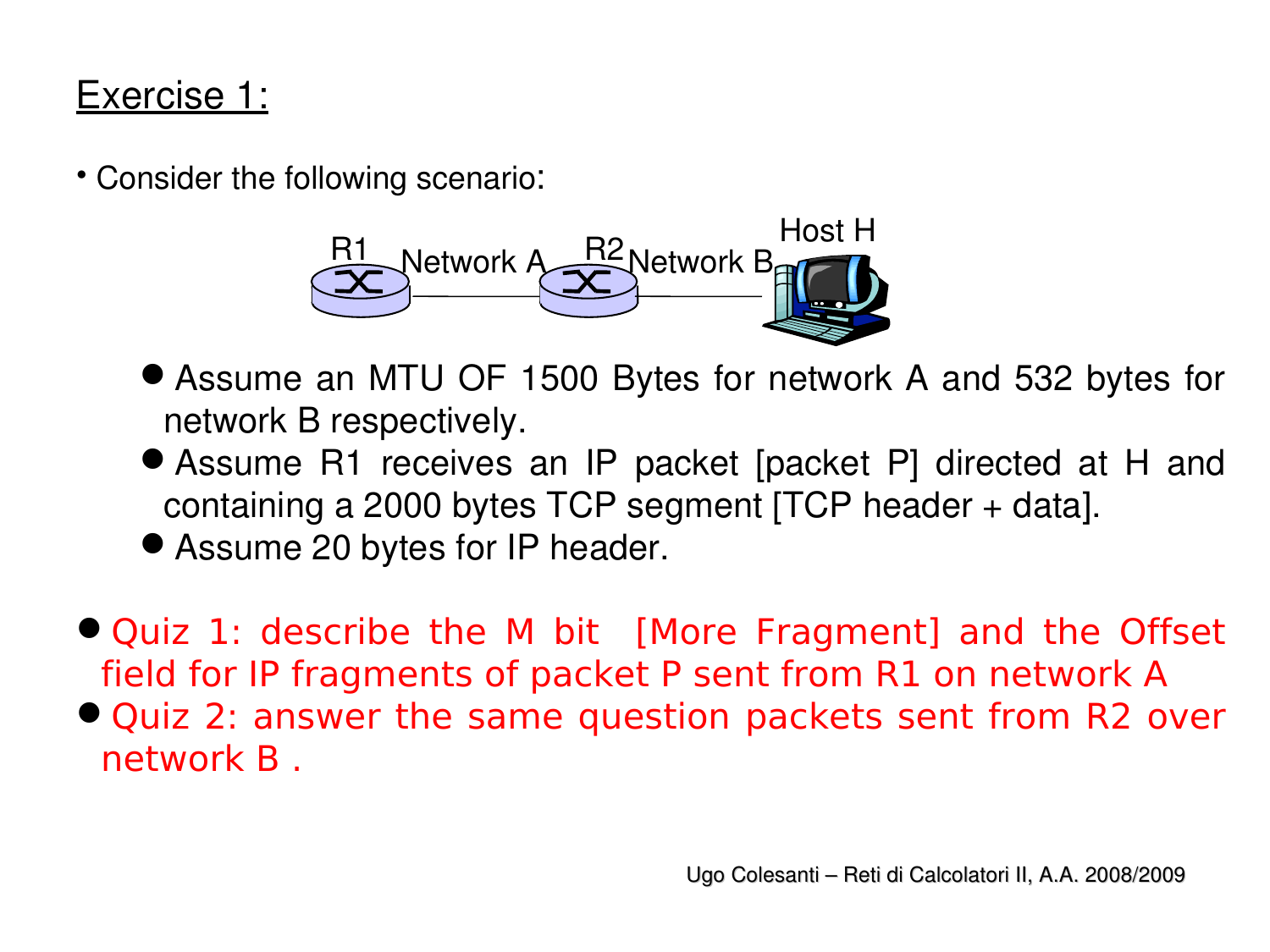# Exercise 1:

- Consider the following scenario:

R1 — Network A — R2 — Network B — Host H

- Assume an MTU OF 1500 Bytes for network A and 532 bytes for network B respectively.
- Assume R1 receives an IP packet [packet P] directed at H and containing a 2000 bytes TCP segment [TCP header + data].
- Assume 20 bytes for IP header.

- Quiz 1: describe the M bit [More Fragment] and the Offset field for IP fragments of packet P sent from R1 on network A
- Quiz 2: answer the same question packets sent from R2 over network B .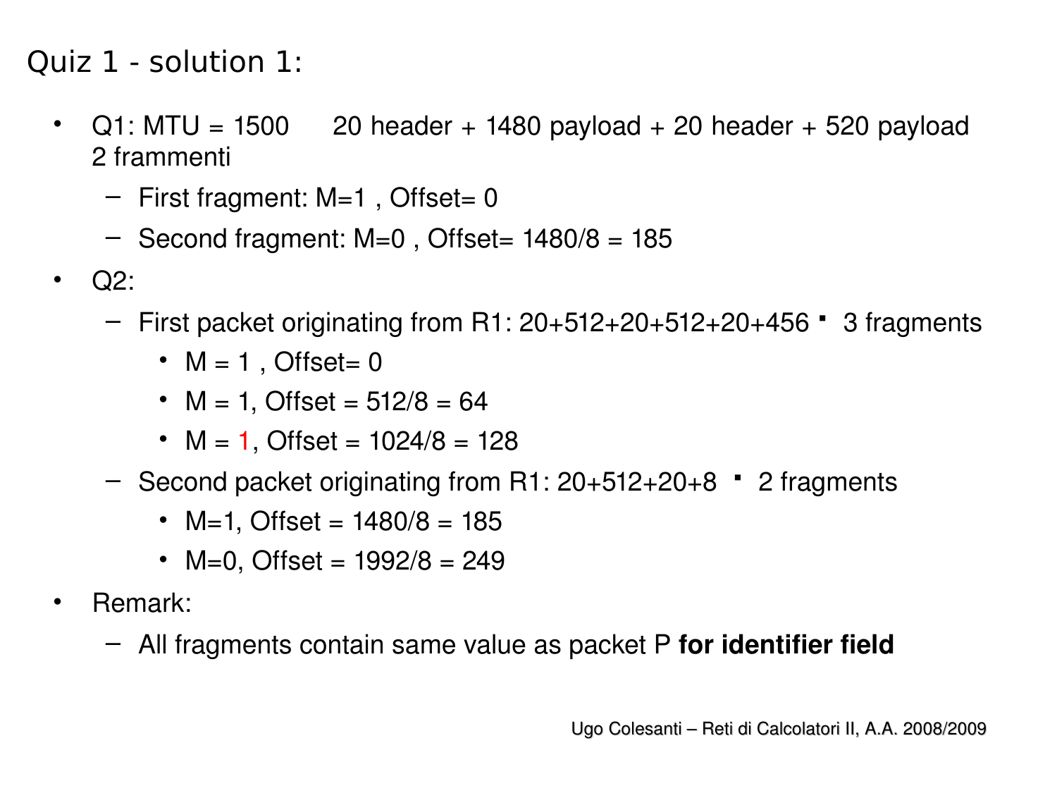# Quiz 1 - solution 1:

- Q1: MTU = 1500    20 header + 1480 payload + 20 header + 520 payload 2 frammenti
  - First fragment: M=1 , Offset= 0
  - Second fragment: M=0 , Offset= 1480/8 = 185
- Q2:
  - First packet originating from R1: 20+512+20+512+20+456 ▪ 3 fragments
    - M = 1 , Offset= 0
    - M = 1, Offset = 512/8 = 64
    - M = 1, Offset = 1024/8 = 128
  - Second packet originating from R1: 20+512+20+8 ▪ 2 fragments
    - M=1, Offset = 1480/8 = 185
    - M=0, Offset = 1992/8 = 249
- Remark:
  - All fragments contain same value as packet P **for identifier field**

Ugo Colesanti – Reti di Calcolatori II, A.A. 2008/2009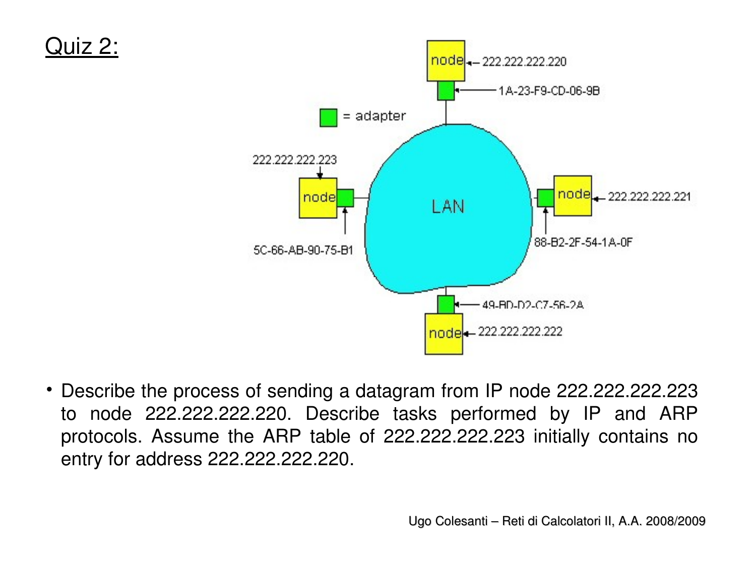# Quiz 2:

- Describe the process of sending a datagram from IP node 222.222.222.223 to node 222.222.222.220. Describe tasks performed by IP and ARP protocols. Assume the ARP table of 222.222.222.223 initially contains no entry for address 222.222.222.220.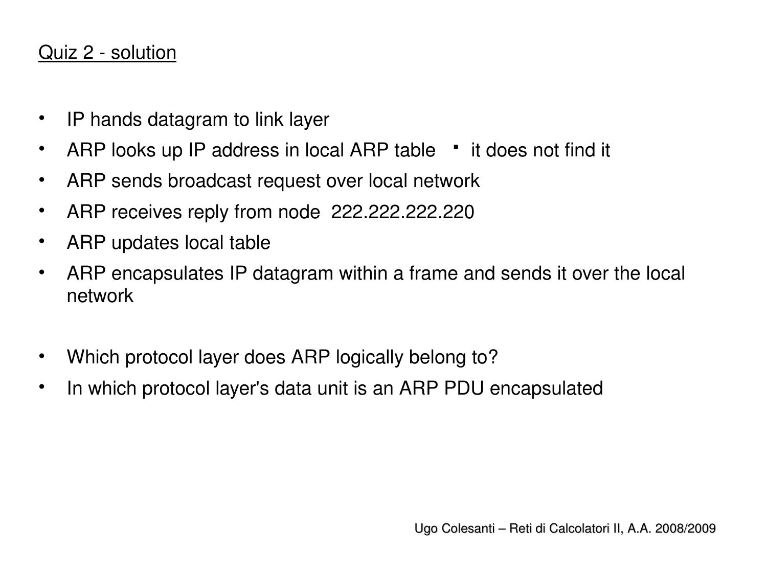Quiz 2 - solution

- IP hands datagram to link layer
- ARP looks up IP address in local ARP table
  - it does not find it
- ARP sends broadcast request over local network
- ARP receives reply from node 222.222.222.220
- ARP updates local table
- ARP encapsulates IP datagram within a frame and sends it over the local network

- Which protocol layer does ARP logically belong to?
- In which protocol layer's data unit is an ARP PDU encapsulated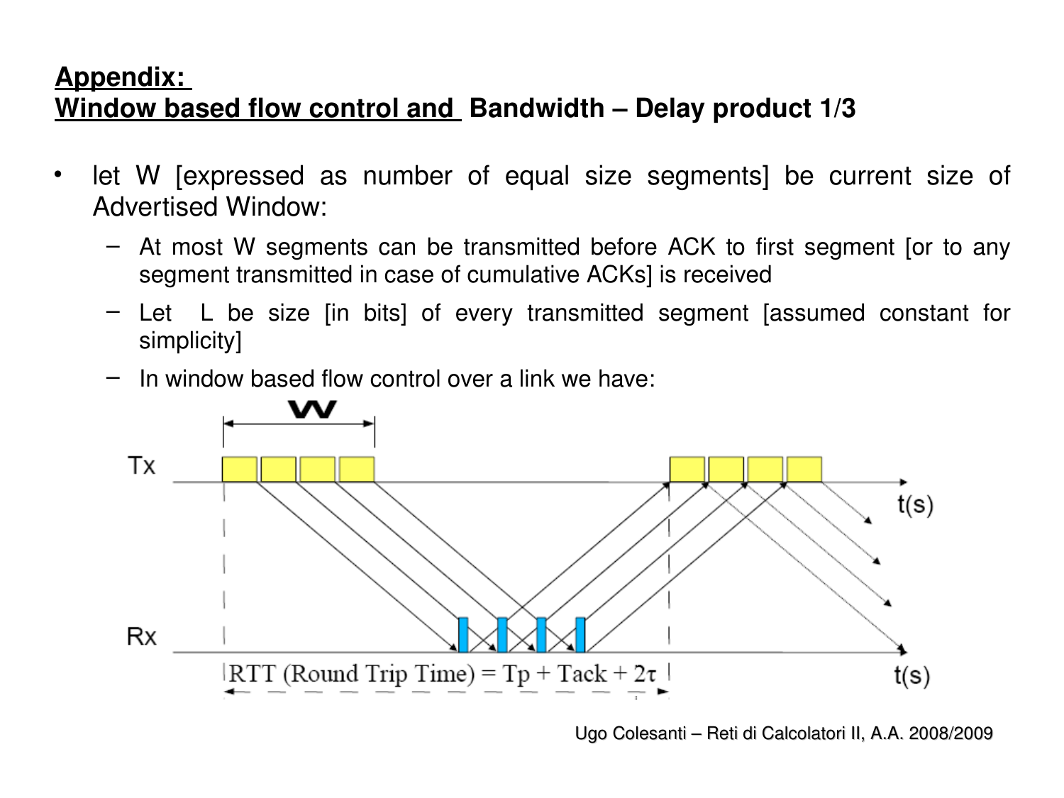## Appendix:
## Window based flow control and Bandwidth – Delay product 1/3

- let W [expressed as number of equal size segments] be current size of Advertised Window:
  - At most W segments can be transmitted before ACK to first segment [or to any segment transmitted in case of cumulative ACKs] is received
  - Let L be size [in bits] of every transmitted segment [assumed constant for simplicity]
  - In window based flow control over a link we have:

W

Tx

Rx

t(s)

t(s)

RTT (Round Trip Time) = Tp + Tack + $2\tau$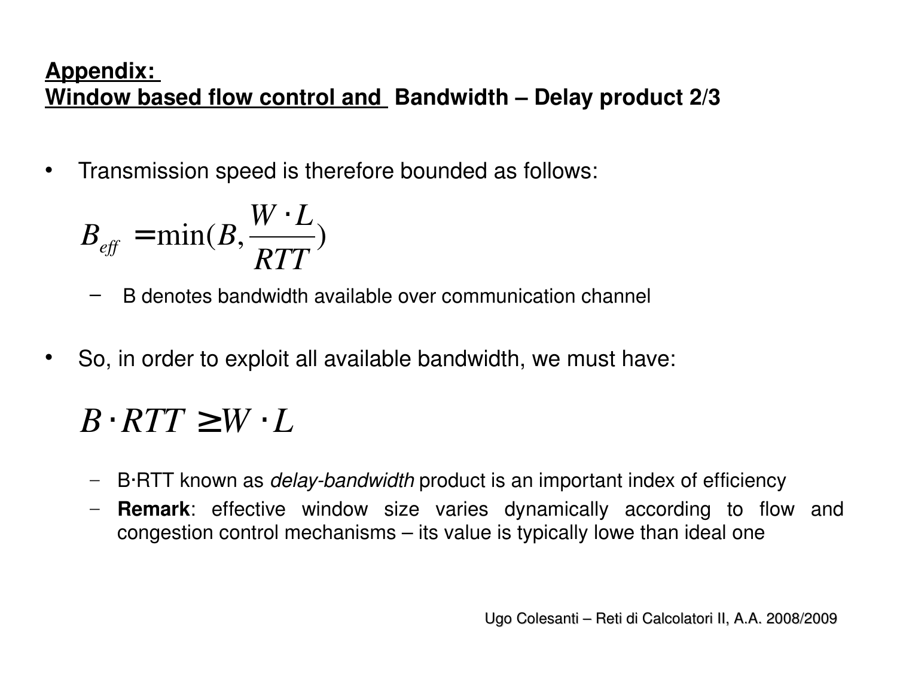## **Appendix:** **Window based flow control and Bandwidth – Delay product 2/3**

- Transmission speed is therefore bounded as follows:

$$B_{eff} = \min(B, \frac{W \cdot L}{RTT})$$

  - B denotes bandwidth available over communication channel

- So, in order to exploit all available bandwidth, we must have:

$$B \cdot RTT \geq W \cdot L$$

  - B·RTT known as *delay-bandwidth* product is an important index of efficiency
  - **Remark**: effective window size varies dynamically according to flow and congestion control mechanisms – its value is typically lowe than ideal one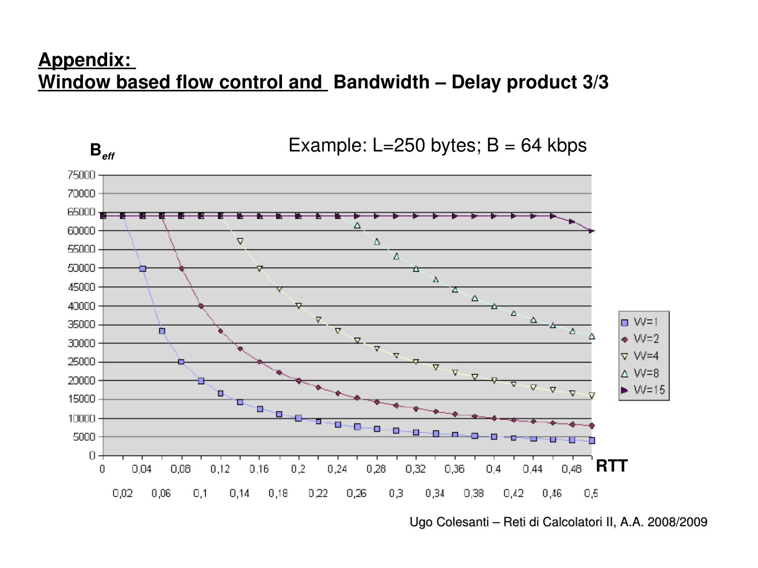## Appendix: Window based flow control and Bandwidth – Delay product 3/3

Example: L=250 bytes; B = 64 kbps

$B_{eff}$

RTT

Legend: W=1, W=2, W=4, W=8, W=15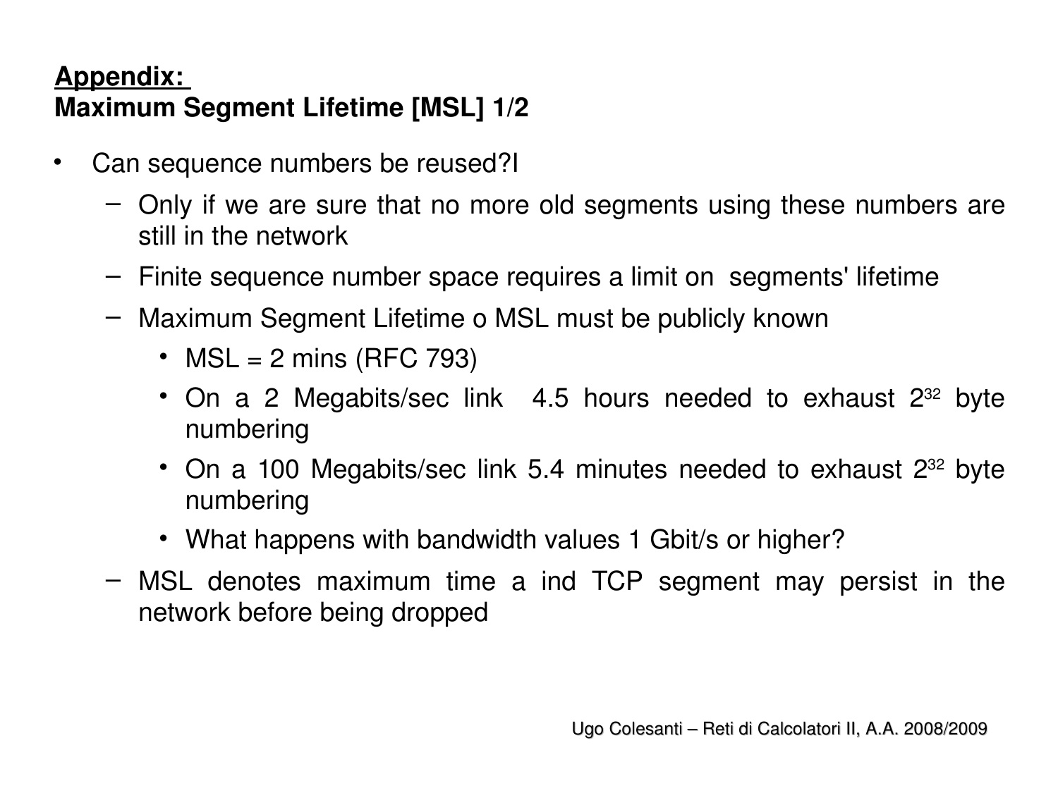## Appendix:
## Maximum Segment Lifetime [MSL] 1/2

- Can sequence numbers be reused?I
  - Only if we are sure that no more old segments using these numbers are still in the network
  - Finite sequence number space requires a limit on segments' lifetime
  - Maximum Segment Lifetime o MSL must be publicly known
    - MSL = 2 mins (RFC 793)
    - On a 2 Megabits/sec link 4.5 hours needed to exhaust $2^{32}$ byte numbering
    - On a 100 Megabits/sec link 5.4 minutes needed to exhaust $2^{32}$ byte numbering
    - What happens with bandwidth values 1 Gbit/s or higher?
  - MSL denotes maximum time a ind TCP segment may persist in the network before being dropped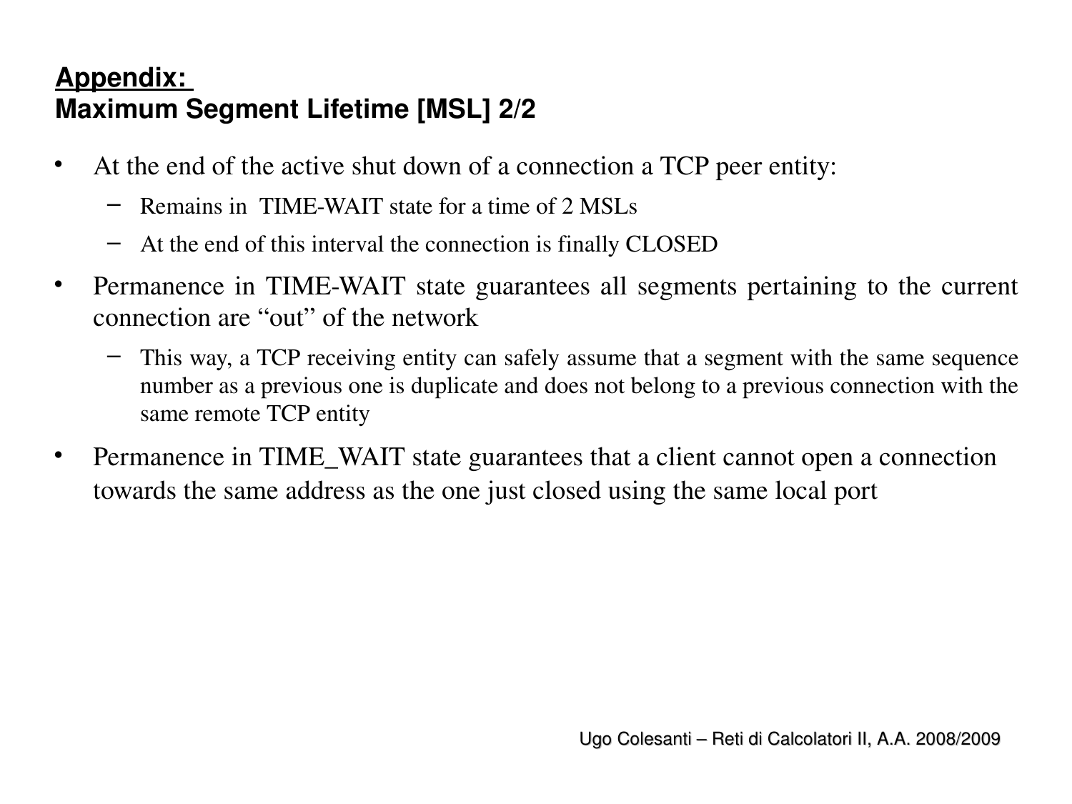## Appendix: Maximum Segment Lifetime [MSL] 2/2

- At the end of the active shut down of a connection a TCP peer entity:
  - Remains in TIME-WAIT state for a time of 2 MSLs
  - At the end of this interval the connection is finally CLOSED
- Permanence in TIME-WAIT state guarantees all segments pertaining to the current connection are "out" of the network
  - This way, a TCP receiving entity can safely assume that a segment with the same sequence number as a previous one is duplicate and does not belong to a previous connection with the same remote TCP entity
- Permanence in TIME_WAIT state guarantees that a client cannot open a connection towards the same address as the one just closed using the same local port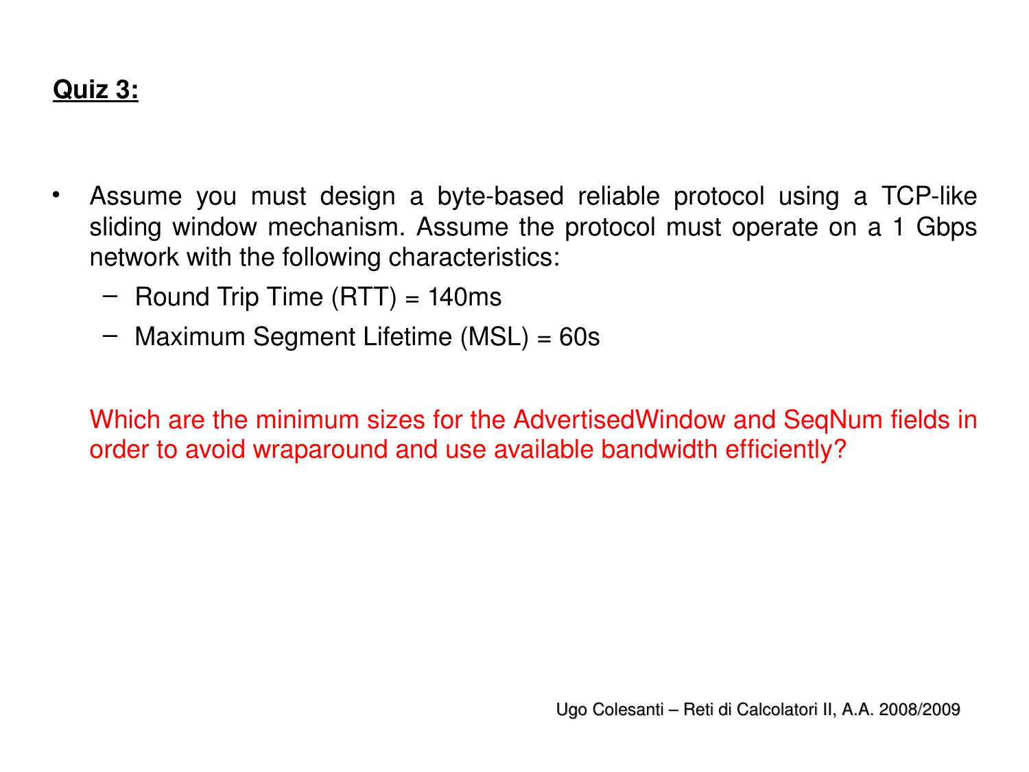**Quiz 3:**

- Assume you must design a byte-based reliable protocol using a TCP-like sliding window mechanism. Assume the protocol must operate on a 1 Gbps network with the following characteristics:
  - Round Trip Time (RTT) = 140ms
  - Maximum Segment Lifetime (MSL) = 60s

  Which are the minimum sizes for the AdvertisedWindow and SeqNum fields in order to avoid wraparound and use available bandwidth efficiently?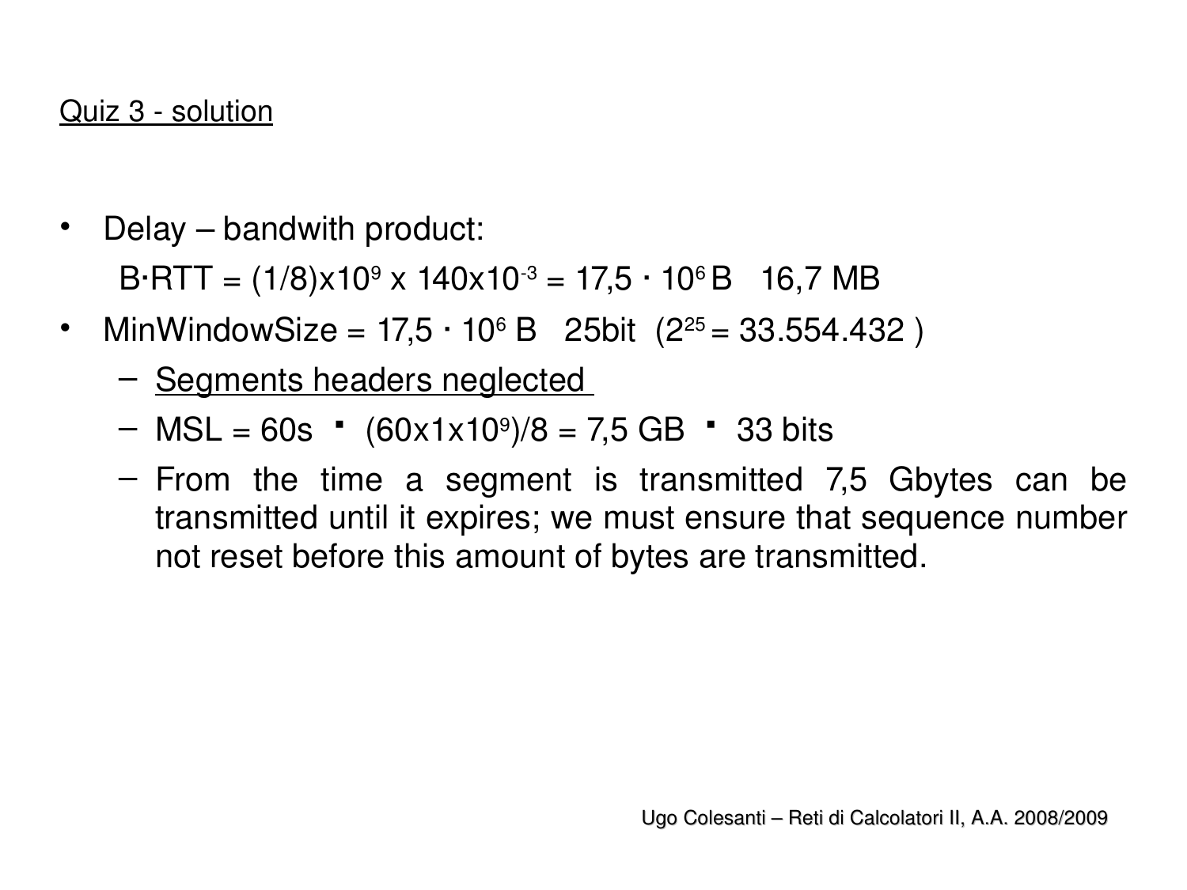Quiz 3 - solution

- Delay – bandwith product:

  $B \cdot RTT = (1/8) \times 10^9 \times 140 \times 10^{-3} = 17{,}5 \cdot 10^6$ B   16,7 MB

- MinWindowSize = $17{,}5 \cdot 10^6$ B   25bit  ($2^{25} = 33.554.432$ )
  - Segments headers neglected
  - MSL = 60s ▪ $(60 \times 1 \times 10^9)/8 = 7{,}5$ GB ▪ 33 bits
  - From the time a segment is transmitted 7,5 Gbytes can be transmitted until it expires; we must ensure that sequence number not reset before this amount of bytes are transmitted.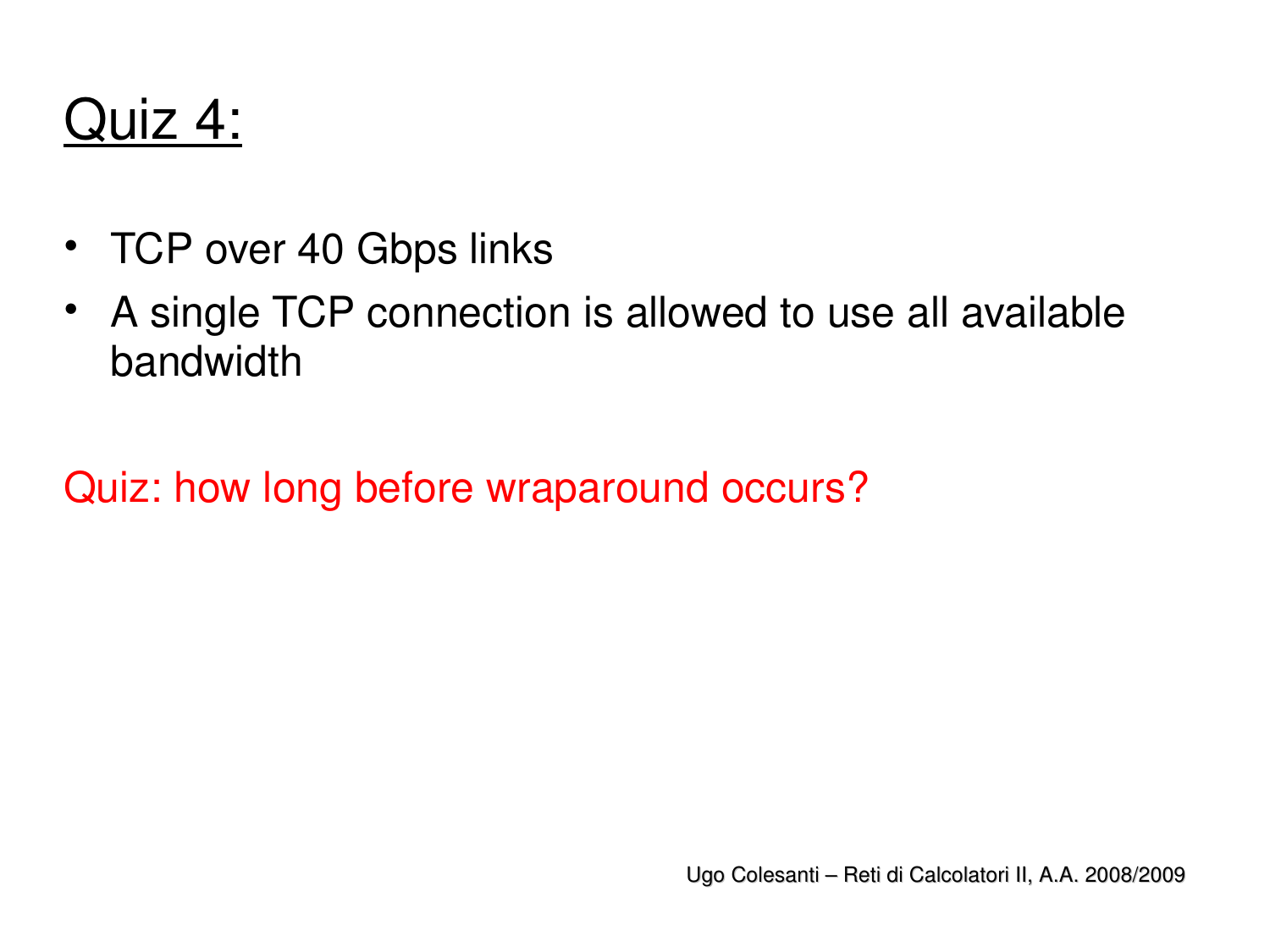# Quiz 4:

- TCP over 40 Gbps links
- A single TCP connection is allowed to use all available bandwidth

Quiz: how long before wraparound occurs?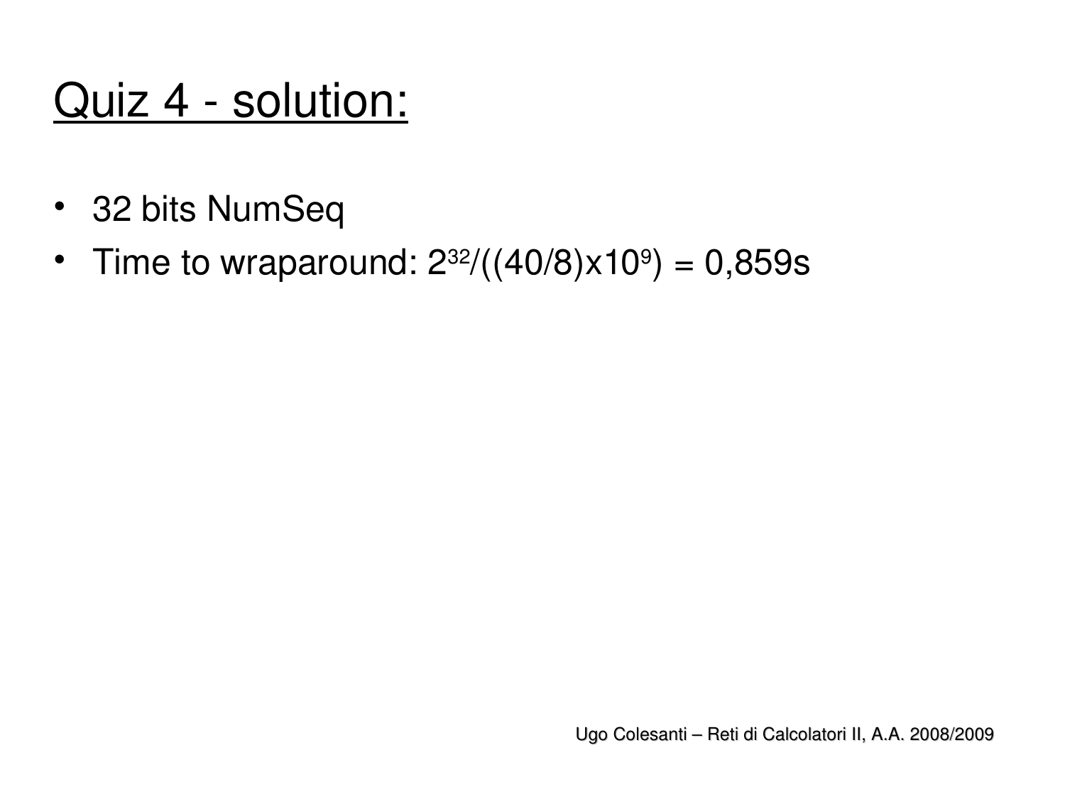# Quiz 4 - solution:

- 32 bits NumSeq
- Time to wraparound: $2^{32}/((40/8)x10^{9})$ = 0,859s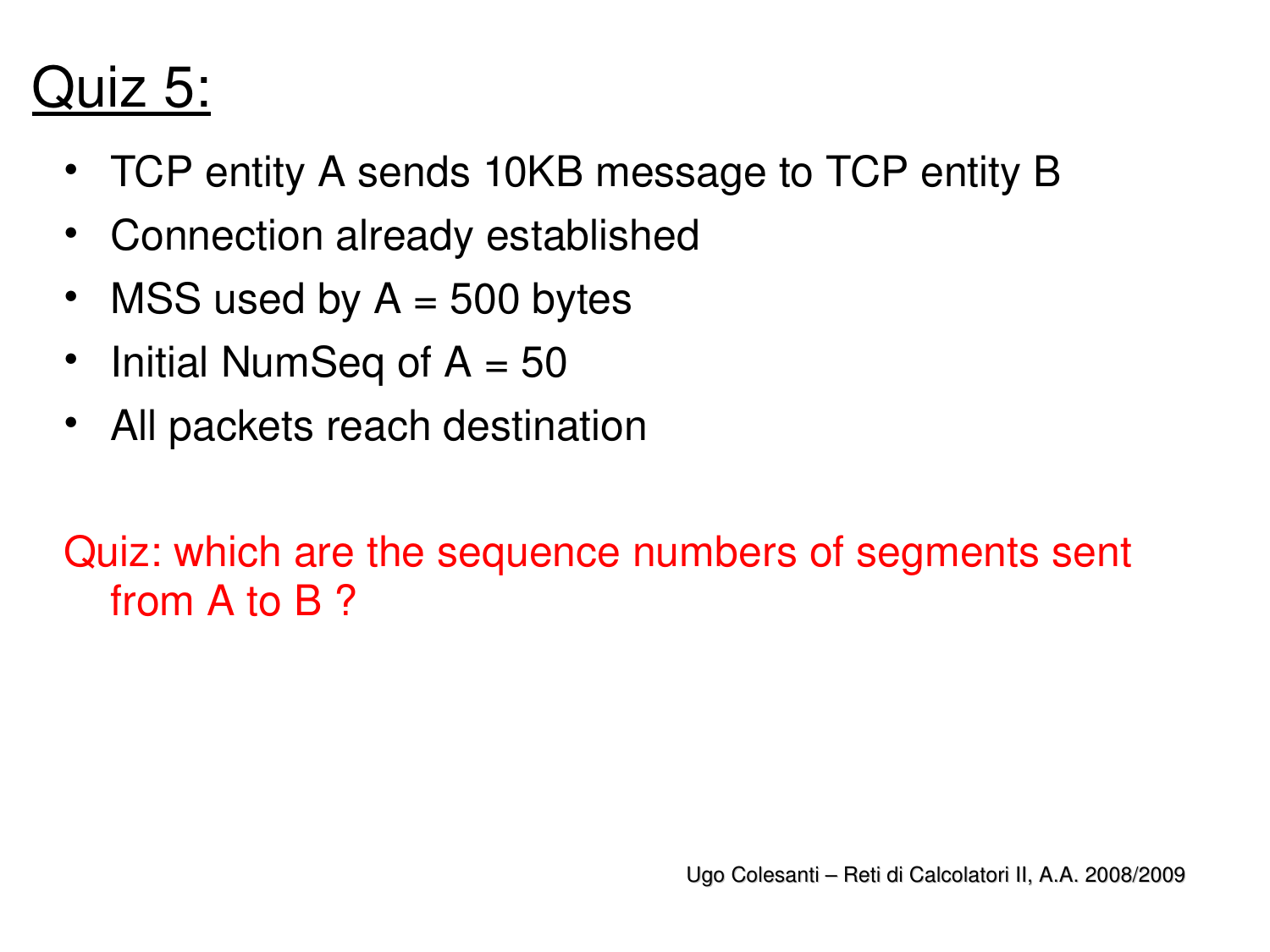# Quiz 5:

- TCP entity A sends 10KB message to TCP entity B
- Connection already established
- MSS used by A = 500 bytes
- Initial NumSeq of A = 50
- All packets reach destination

Quiz: which are the sequence numbers of segments sent from A to B ?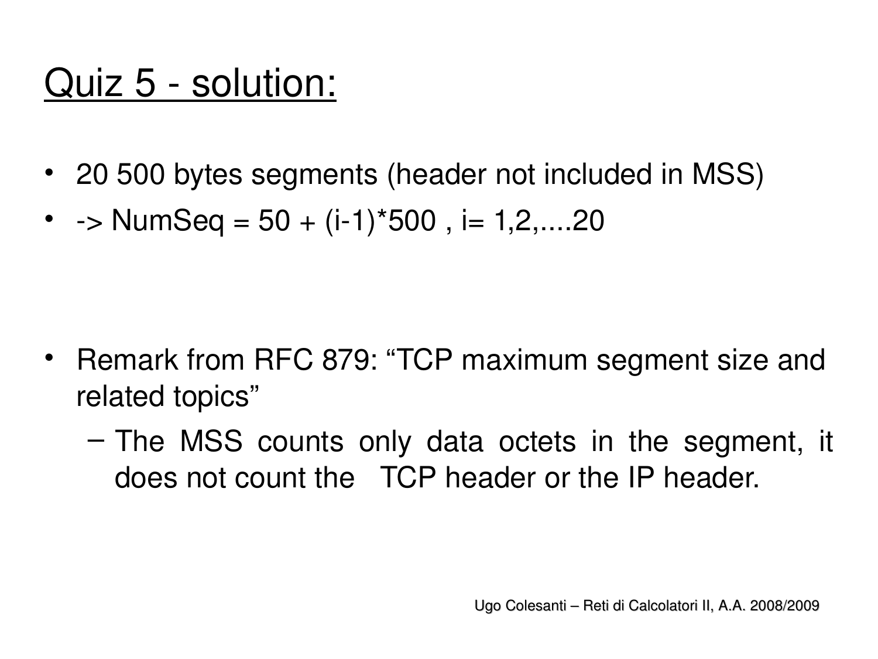# Quiz 5 - solution:

- 20 500 bytes segments (header not included in MSS)
- -> NumSeq = 50 + (i-1)*500 , i= 1,2,....20

- Remark from RFC 879: "TCP maximum segment size and related topics"
  - The MSS counts only data octets in the segment, it does not count the TCP header or the IP header.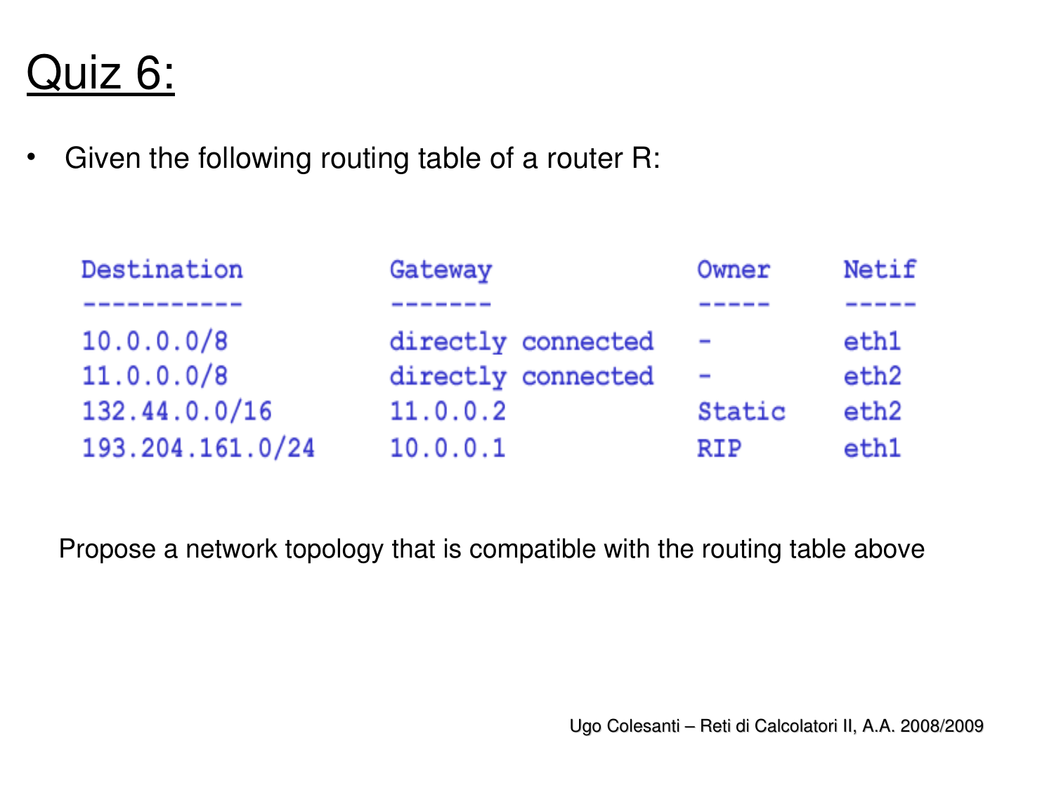# Quiz 6:

- Given the following routing table of a router R:

| Destination | Gateway | Owner | Netif |
|---|---|---|---|
| 10.0.0.0/8 | directly connected | - | eth1 |
| 11.0.0.0/8 | directly connected | - | eth2 |
| 132.44.0.0/16 | 11.0.0.2 | Static | eth2 |
| 193.204.161.0/24 | 10.0.0.1 | RIP | eth1 |

Propose a network topology that is compatible with the routing table above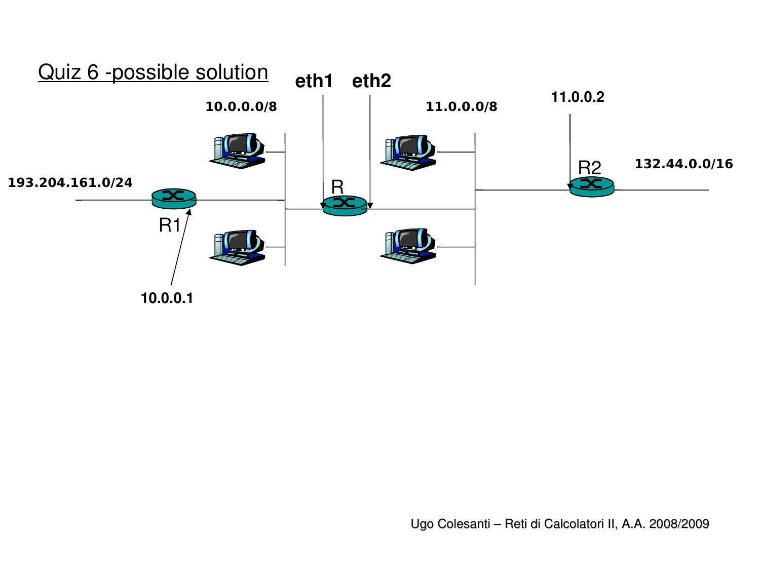# Quiz 6 -possible solution

eth1

eth2

10.0.0.0/8

11.0.0.0/8

11.0.0.2

193.204.161.0/24

R

R2

132.44.0.0/16

R1

10.0.0.1